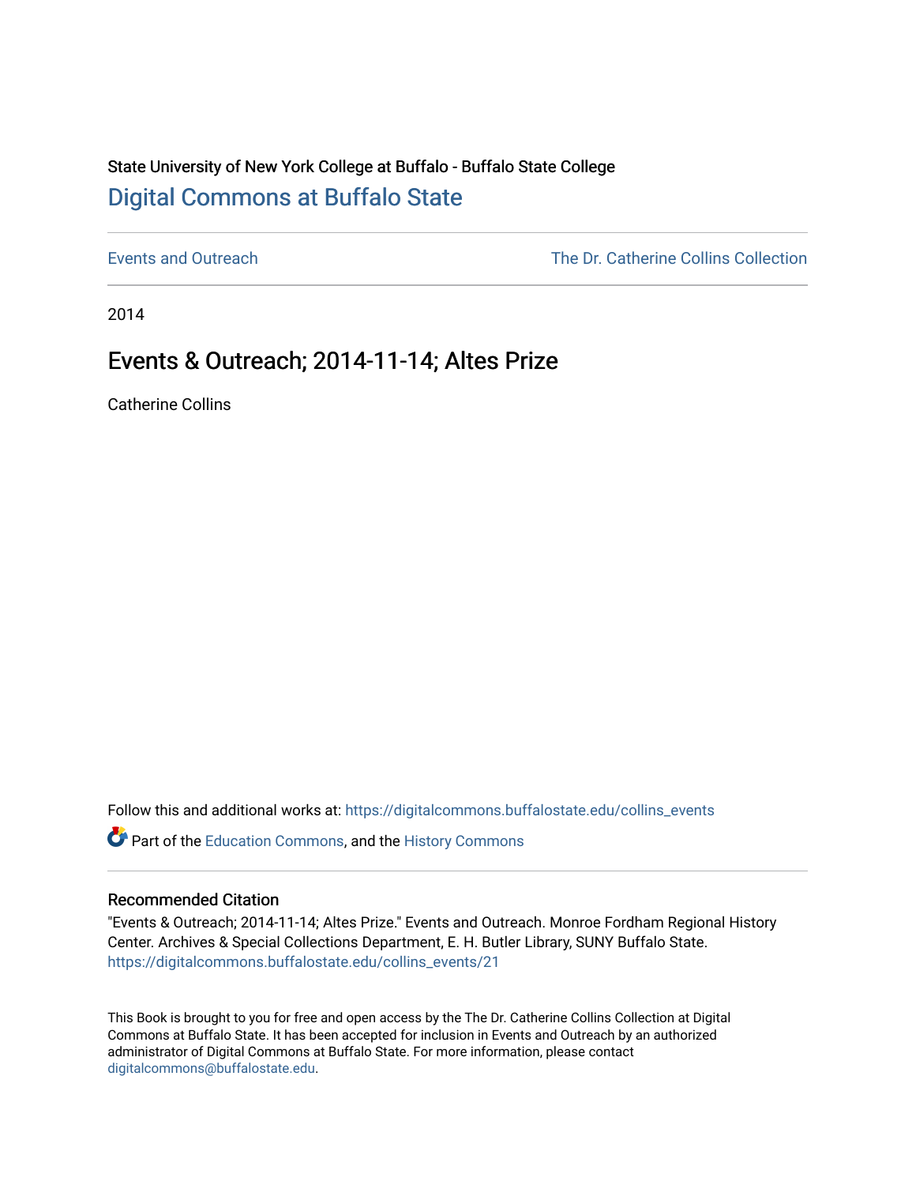State University of New York College at Buffalo - Buffalo State College

# Digital Commons at Buffalo State

Events and Outreach

The Dr. Catherine Collins Collection

2014

## Events & Outreach; 2014-11-14; Altes Prize

Catherine Collins

Follow this and additional works at: https://digitalcommons.buffalostate.edu/collins_events

Part of the Education Commons, and the History Commons

### Recommended Citation

"Events & Outreach; 2014-11-14; Altes Prize." Events and Outreach. Monroe Fordham Regional History Center. Archives & Special Collections Department, E. H. Butler Library, SUNY Buffalo State. https://digitalcommons.buffalostate.edu/collins_events/21

This Book is brought to you for free and open access by the The Dr. Catherine Collins Collection at Digital Commons at Buffalo State. It has been accepted for inclusion in Events and Outreach by an authorized administrator of Digital Commons at Buffalo State. For more information, please contact digitalcommons@buffalostate.edu.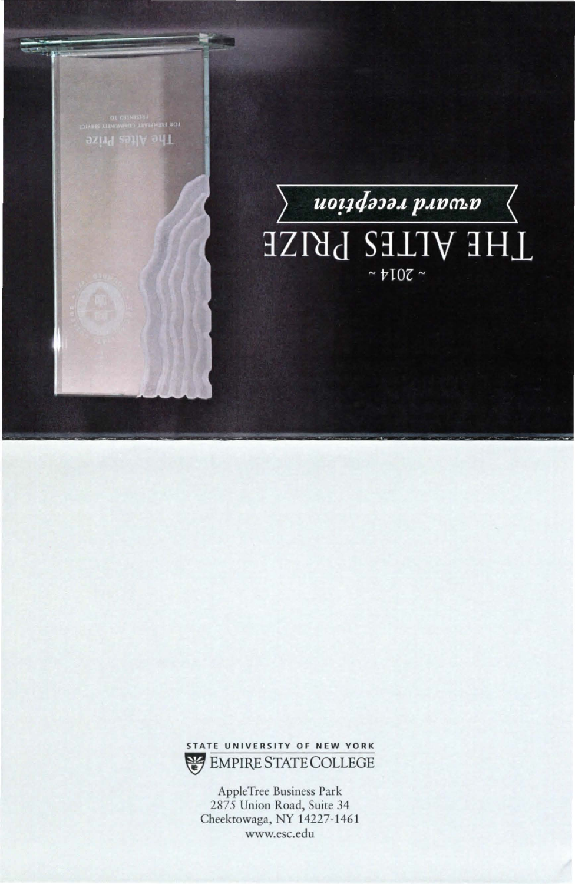# THE ALTES PRIZE

*award reception*

~ 2014 ~

STATE UNIVERSITY OF NEW YORK
EMPIRE STATE COLLEGE

AppleTree Business Park
2875 Union Road, Suite 34
Cheektowaga, NY 14227-1461
www.esc.edu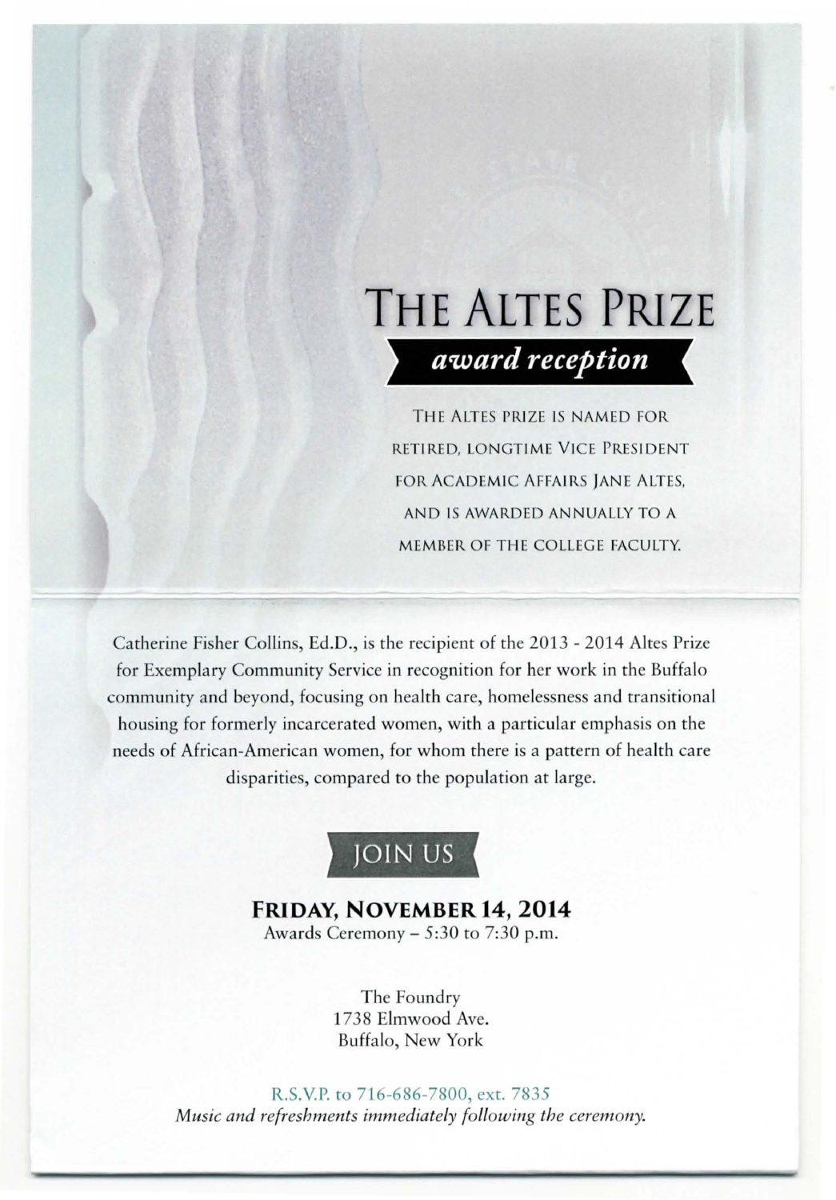# THE ALTES PRIZE

## *award reception*

THE ALTES PRIZE IS NAMED FOR RETIRED, LONGTIME VICE PRESIDENT FOR ACADEMIC AFFAIRS JANE ALTES, AND IS AWARDED ANNUALLY TO A MEMBER OF THE COLLEGE FACULTY.

Catherine Fisher Collins, Ed.D., is the recipient of the 2013 - 2014 Altes Prize for Exemplary Community Service in recognition for her work in the Buffalo community and beyond, focusing on health care, homelessness and transitional housing for formerly incarcerated women, with a particular emphasis on the needs of African-American women, for whom there is a pattern of health care disparities, compared to the population at large.

## JOIN US

**FRIDAY, NOVEMBER 14, 2014**
Awards Ceremony – 5:30 to 7:30 p.m.

The Foundry
1738 Elmwood Ave.
Buffalo, New York

R.S.V.P. to 716-686-7800, ext. 7835
*Music and refreshments immediately following the ceremony.*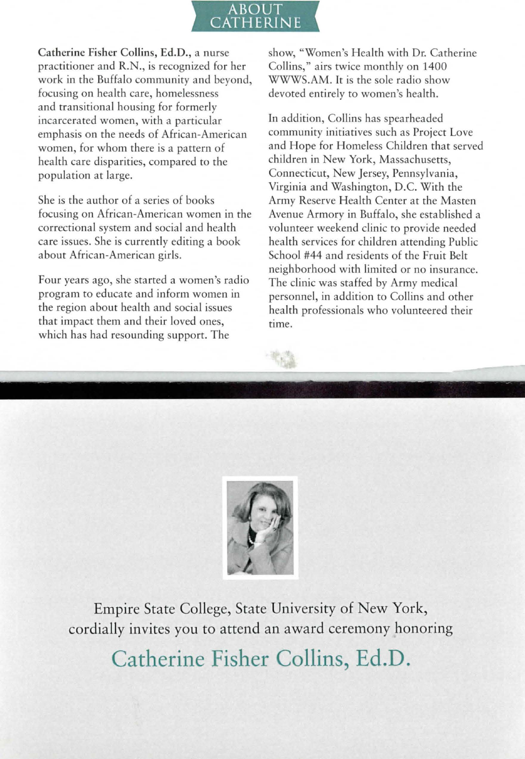## ABOUT CATHERINE

**Catherine Fisher Collins, Ed.D.**, a nurse practitioner and R.N., is recognized for her work in the Buffalo community and beyond, focusing on health care, homelessness and transitional housing for formerly incarcerated women, with a particular emphasis on the needs of African-American women, for whom there is a pattern of health care disparities, compared to the population at large.

She is the author of a series of books focusing on African-American women in the correctional system and social and health care issues. She is currently editing a book about African-American girls.

Four years ago, she started a women's radio program to educate and inform women in the region about health and social issues that impact them and their loved ones, which has had resounding support. The show, "Women's Health with Dr. Catherine Collins," airs twice monthly on 1400 WWWS.AM. It is the sole radio show devoted entirely to women's health.

In addition, Collins has spearheaded community initiatives such as Project Love and Hope for Homeless Children that served children in New York, Massachusetts, Connecticut, New Jersey, Pennsylvania, Virginia and Washington, D.C. With the Army Reserve Health Center at the Masten Avenue Armory in Buffalo, she established a volunteer weekend clinic to provide needed health services for children attending Public School #44 and residents of the Fruit Belt neighborhood with limited or no insurance. The clinic was staffed by Army medical personnel, in addition to Collins and other health professionals who volunteered their time.

Empire State College, State University of New York, cordially invites you to attend an award ceremony honoring

# Catherine Fisher Collins, Ed.D.